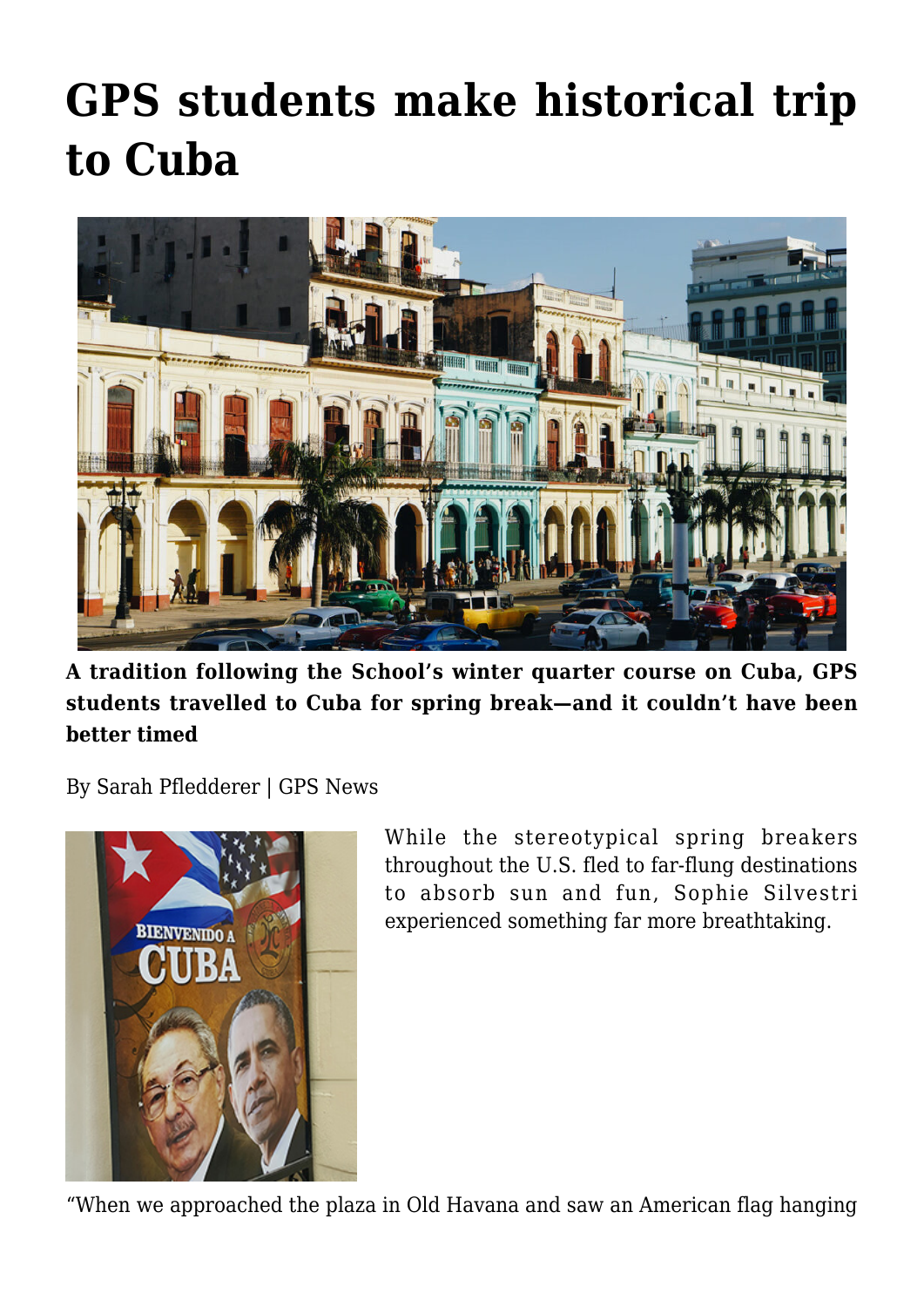# GPS students make historical trip to Cuba

**A tradition following the School's winter quarter course on Cuba, GPS students travelled to Cuba for spring break—and it couldn't have been better timed**

By Sarah Pfledderer | GPS News

While the stereotypical spring breakers throughout the U.S. fled to far-flung destinations to absorb sun and fun, Sophie Silvestri experienced something far more breathtaking.

"When we approached the plaza in Old Havana and saw an American flag hanging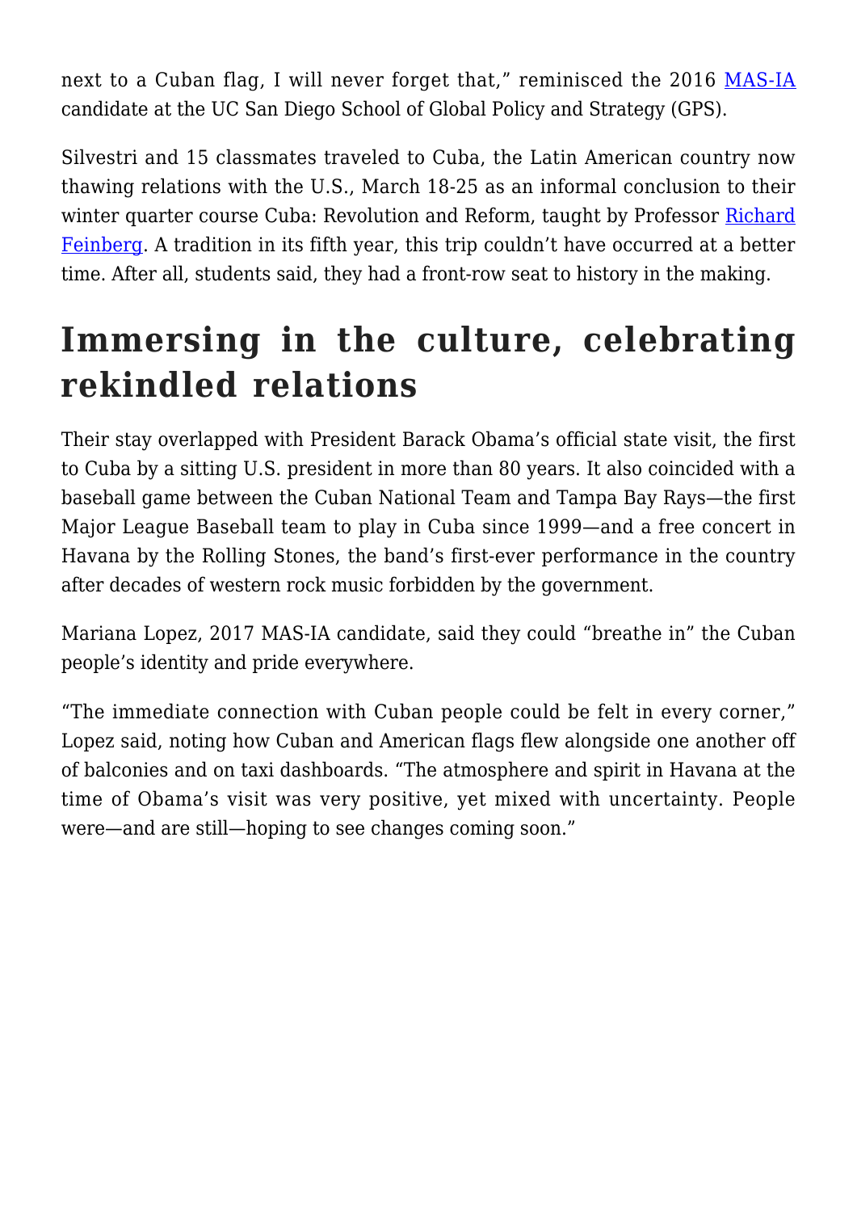next to a Cuban flag, I will never forget that," reminisced the 2016 MAS-IA candidate at the UC San Diego School of Global Policy and Strategy (GPS).

Silvestri and 15 classmates traveled to Cuba, the Latin American country now thawing relations with the U.S., March 18-25 as an informal conclusion to their winter quarter course Cuba: Revolution and Reform, taught by Professor Richard Feinberg. A tradition in its fifth year, this trip couldn't have occurred at a better time. After all, students said, they had a front-row seat to history in the making.

## Immersing in the culture, celebrating rekindled relations

Their stay overlapped with President Barack Obama's official state visit, the first to Cuba by a sitting U.S. president in more than 80 years. It also coincided with a baseball game between the Cuban National Team and Tampa Bay Rays—the first Major League Baseball team to play in Cuba since 1999—and a free concert in Havana by the Rolling Stones, the band's first-ever performance in the country after decades of western rock music forbidden by the government.

Mariana Lopez, 2017 MAS-IA candidate, said they could "breathe in" the Cuban people's identity and pride everywhere.

"The immediate connection with Cuban people could be felt in every corner," Lopez said, noting how Cuban and American flags flew alongside one another off of balconies and on taxi dashboards. "The atmosphere and spirit in Havana at the time of Obama's visit was very positive, yet mixed with uncertainty. People were—and are still—hoping to see changes coming soon."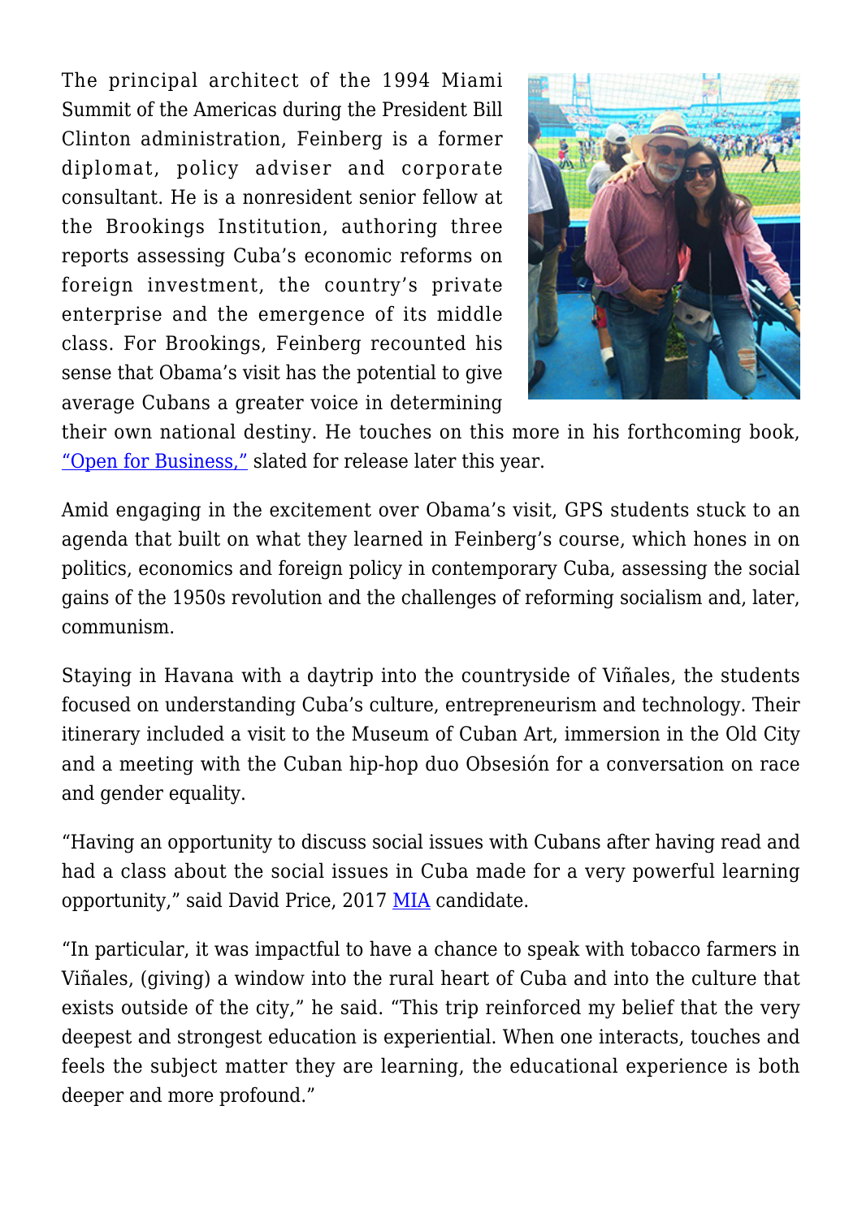The principal architect of the 1994 Miami Summit of the Americas during the President Bill Clinton administration, Feinberg is a former diplomat, policy adviser and corporate consultant. He is a nonresident senior fellow at the Brookings Institution, authoring three reports assessing Cuba's economic reforms on foreign investment, the country's private enterprise and the emergence of its middle class. For Brookings, Feinberg recounted his sense that Obama's visit has the potential to give average Cubans a greater voice in determining their own national destiny. He touches on this more in his forthcoming book, "Open for Business," slated for release later this year.

Amid engaging in the excitement over Obama's visit, GPS students stuck to an agenda that built on what they learned in Feinberg's course, which hones in on politics, economics and foreign policy in contemporary Cuba, assessing the social gains of the 1950s revolution and the challenges of reforming socialism and, later, communism.

Staying in Havana with a daytrip into the countryside of Viñales, the students focused on understanding Cuba's culture, entrepreneurism and technology. Their itinerary included a visit to the Museum of Cuban Art, immersion in the Old City and a meeting with the Cuban hip-hop duo Obsesión for a conversation on race and gender equality.

"Having an opportunity to discuss social issues with Cubans after having read and had a class about the social issues in Cuba made for a very powerful learning opportunity," said David Price, 2017 MIA candidate.

"In particular, it was impactful to have a chance to speak with tobacco farmers in Viñales, (giving) a window into the rural heart of Cuba and into the culture that exists outside of the city," he said. "This trip reinforced my belief that the very deepest and strongest education is experiential. When one interacts, touches and feels the subject matter they are learning, the educational experience is both deeper and more profound."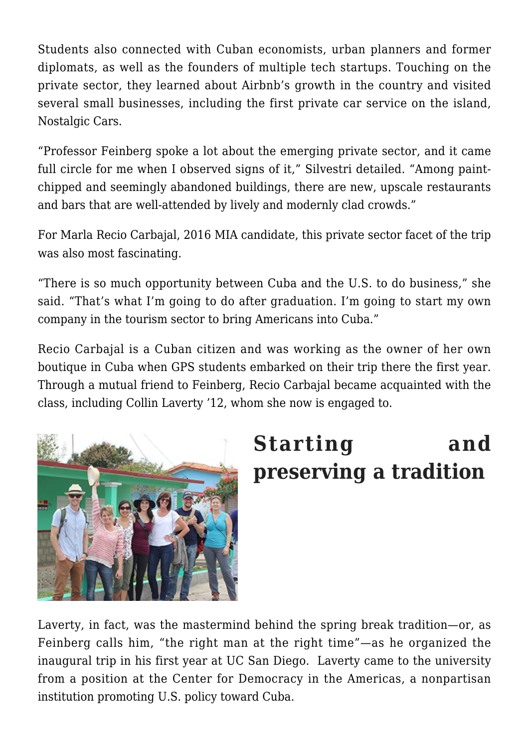Students also connected with Cuban economists, urban planners and former diplomats, as well as the founders of multiple tech startups. Touching on the private sector, they learned about Airbnb's growth in the country and visited several small businesses, including the first private car service on the island, Nostalgic Cars.

"Professor Feinberg spoke a lot about the emerging private sector, and it came full circle for me when I observed signs of it," Silvestri detailed. "Among paint-chipped and seemingly abandoned buildings, there are new, upscale restaurants and bars that are well-attended by lively and modernly clad crowds."

For Marla Recio Carbajal, 2016 MIA candidate, this private sector facet of the trip was also most fascinating.

"There is so much opportunity between Cuba and the U.S. to do business," she said. "That's what I'm going to do after graduation. I'm going to start my own company in the tourism sector to bring Americans into Cuba."

Recio Carbajal is a Cuban citizen and was working as the owner of her own boutique in Cuba when GPS students embarked on their trip there the first year. Through a mutual friend to Feinberg, Recio Carbajal became acquainted with the class, including Collin Laverty '12, whom she now is engaged to.

## Starting and preserving a tradition

Laverty, in fact, was the mastermind behind the spring break tradition—or, as Feinberg calls him, "the right man at the right time"—as he organized the inaugural trip in his first year at UC San Diego. Laverty came to the university from a position at the Center for Democracy in the Americas, a nonpartisan institution promoting U.S. policy toward Cuba.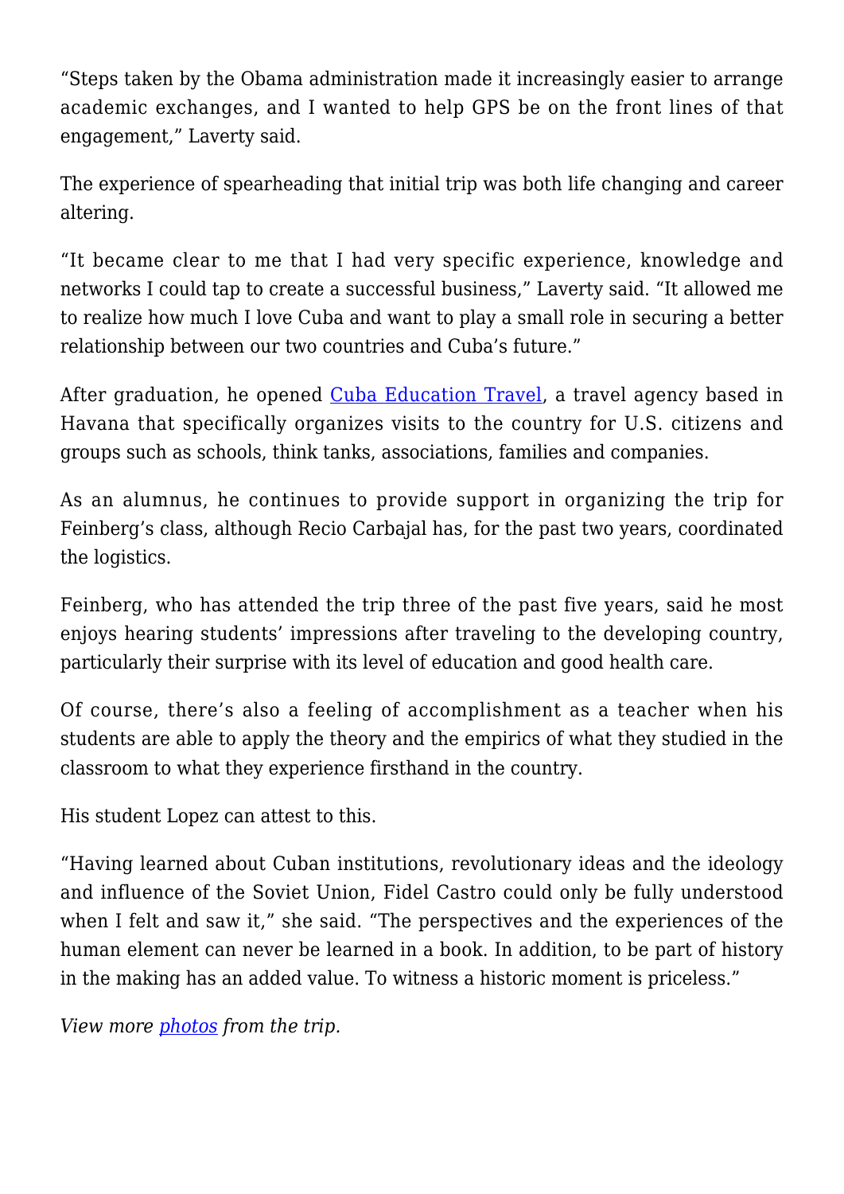"Steps taken by the Obama administration made it increasingly easier to arrange academic exchanges, and I wanted to help GPS be on the front lines of that engagement," Laverty said.

The experience of spearheading that initial trip was both life changing and career altering.

"It became clear to me that I had very specific experience, knowledge and networks I could tap to create a successful business," Laverty said. "It allowed me to realize how much I love Cuba and want to play a small role in securing a better relationship between our two countries and Cuba's future."

After graduation, he opened [Cuba Education Travel], a travel agency based in Havana that specifically organizes visits to the country for U.S. citizens and groups such as schools, think tanks, associations, families and companies.

As an alumnus, he continues to provide support in organizing the trip for Feinberg's class, although Recio Carbajal has, for the past two years, coordinated the logistics.

Feinberg, who has attended the trip three of the past five years, said he most enjoys hearing students' impressions after traveling to the developing country, particularly their surprise with its level of education and good health care.

Of course, there's also a feeling of accomplishment as a teacher when his students are able to apply the theory and the empirics of what they studied in the classroom to what they experience firsthand in the country.

His student Lopez can attest to this.

"Having learned about Cuban institutions, revolutionary ideas and the ideology and influence of the Soviet Union, Fidel Castro could only be fully understood when I felt and saw it," she said. "The perspectives and the experiences of the human element can never be learned in a book. In addition, to be part of history in the making has an added value. To witness a historic moment is priceless."

*View more [photos] from the trip.*